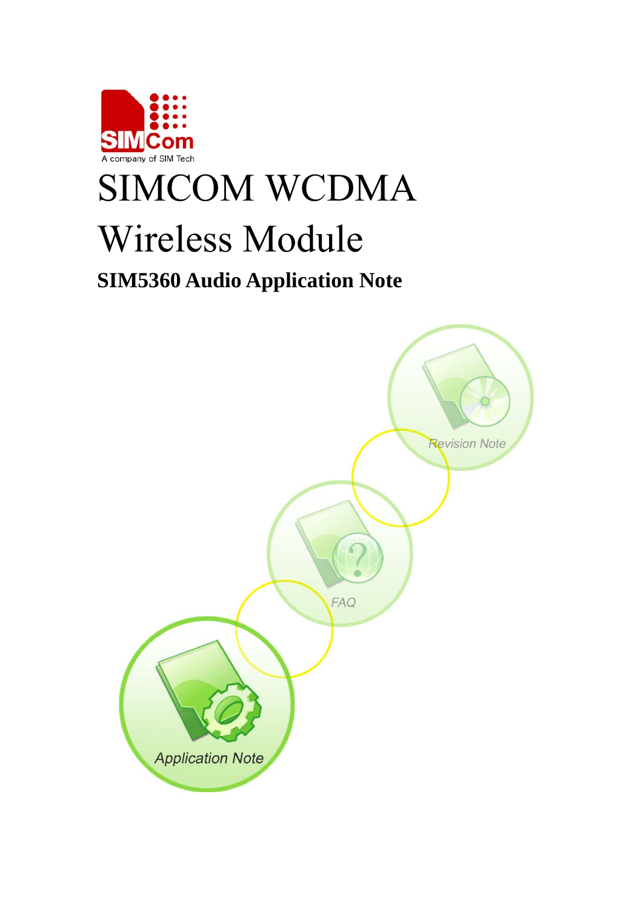# SIMCOM WCDMA Wireless Module

## SIM5360 Audio Application Note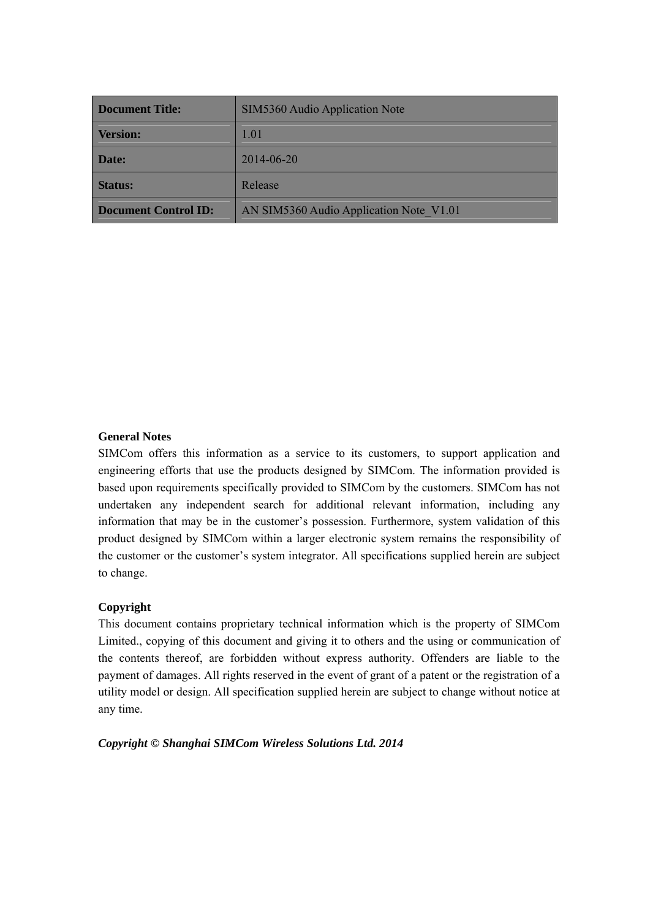| Document Title: | SIM5360 Audio Application Note |
|---|---|
| Version: | 1.01 |
| Date: | 2014-06-20 |
| Status: | Release |
| Document Control ID: | AN SIM5360 Audio Application Note_V1.01 |

**General Notes**

SIMCom offers this information as a service to its customers, to support application and engineering efforts that use the products designed by SIMCom. The information provided is based upon requirements specifically provided to SIMCom by the customers. SIMCom has not undertaken any independent search for additional relevant information, including any information that may be in the customer's possession. Furthermore, system validation of this product designed by SIMCom within a larger electronic system remains the responsibility of the customer or the customer's system integrator. All specifications supplied herein are subject to change.

**Copyright**

This document contains proprietary technical information which is the property of SIMCom Limited., copying of this document and giving it to others and the using or communication of the contents thereof, are forbidden without express authority. Offenders are liable to the payment of damages. All rights reserved in the event of grant of a patent or the registration of a utility model or design. All specification supplied herein are subject to change without notice at any time.

***Copyright © Shanghai SIMCom Wireless Solutions Ltd. 2014***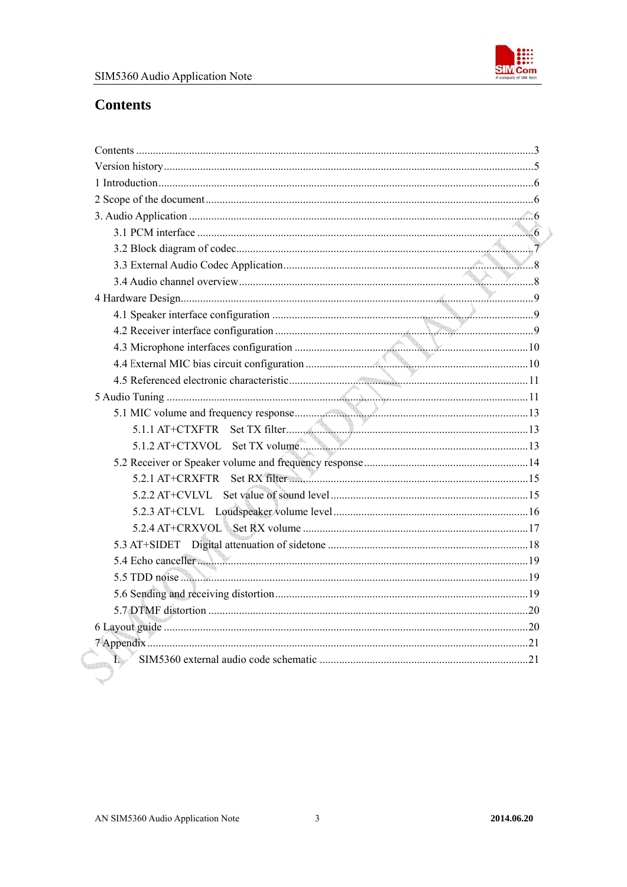# Contents

Contents ....................................................................................................................................3
Version history ...........................................................................................................................5
1 Introduction .............................................................................................................................6
2 Scope of the document ............................................................................................................6
3. Audio Application ..................................................................................................................6
- 3.1 PCM interface ....................................................................................................................6
- 3.2 Block diagram of codec ......................................................................................................7
- 3.3 External Audio Codec Application .....................................................................................8
- 3.4 Audio channel overview .....................................................................................................8

4 Hardware Design ......................................................................................................................9
- 4.1 Speaker interface configuration .........................................................................................9
- 4.2 Receiver interface configuration ........................................................................................9
- 4.3 Microphone interfaces configuration ................................................................................10
- 4.4 External MIC bias circuit configuration ...........................................................................10
- 4.5 Referenced electronic characteristic .................................................................................11

5 Audio Tuning ..........................................................................................................................11
- 5.1 MIC volume and frequency response ................................................................................13
  - 5.1.1 AT+CTXFTR Set TX filter ........................................................................................13
  - 5.1.2 AT+CTXVOL Set TX volume .....................................................................................13
- 5.2 Receiver or Speaker volume and frequency response .......................................................14
  - 5.2.1 AT+CRXFTR Set RX filter ........................................................................................15
  - 5.2.2 AT+CVLVL Set value of sound level .........................................................................15
  - 5.2.3 AT+CLVL Loudspeaker volume level .........................................................................16
  - 5.2.4 AT+CRXVOL Set RX volume ....................................................................................17
- 5.3 AT+SIDET Digital attenuation of sidetone .......................................................................18
- 5.4 Echo canceller ...................................................................................................................19
- 5.5 TDD noise .........................................................................................................................19
- 5.6 Sending and receiving distortion .......................................................................................19
- 5.7 DTMF distortion ...............................................................................................................20

6 Layout guide ............................................................................................................................20
7 Appendix .................................................................................................................................21
- I. SIM5360 external audio code schematic .............................................................................21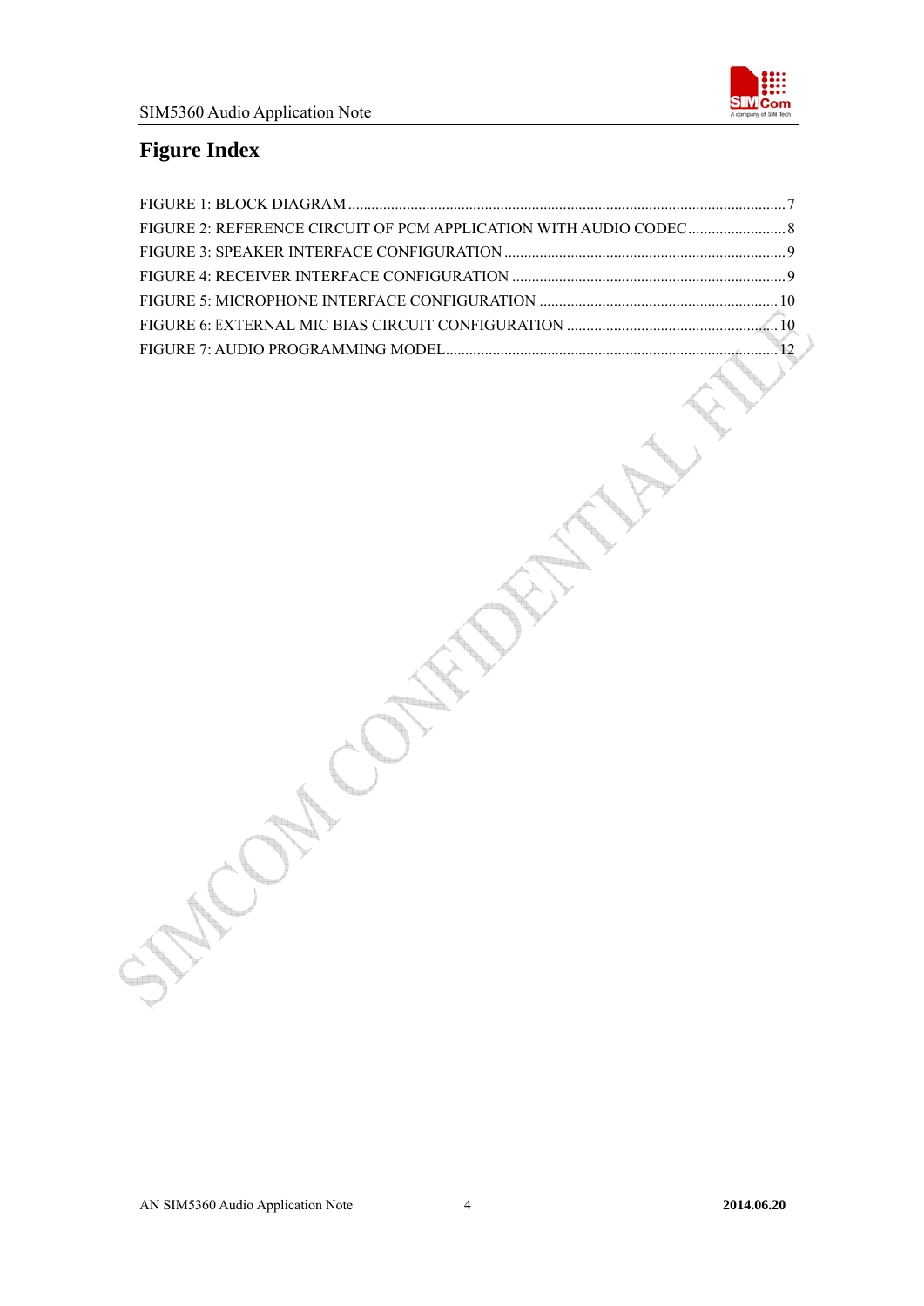# Figure Index

FIGURE 1: BLOCK DIAGRAM ........................................................................................................ 7
FIGURE 2: REFERENCE CIRCUIT OF PCM APPLICATION WITH AUDIO CODEC ......................... 8
FIGURE 3: SPEAKER INTERFACE CONFIGURATION ....................................................................... 9
FIGURE 4: RECEIVER INTERFACE CONFIGURATION ..................................................................... 9
FIGURE 5: MICROPHONE INTERFACE CONFIGURATION ............................................................ 10
FIGURE 6: EXTERNAL MIC BIAS CIRCUIT CONFIGURATION ...................................................... 10
FIGURE 7: AUDIO PROGRAMMING MODEL...................................................................................... 12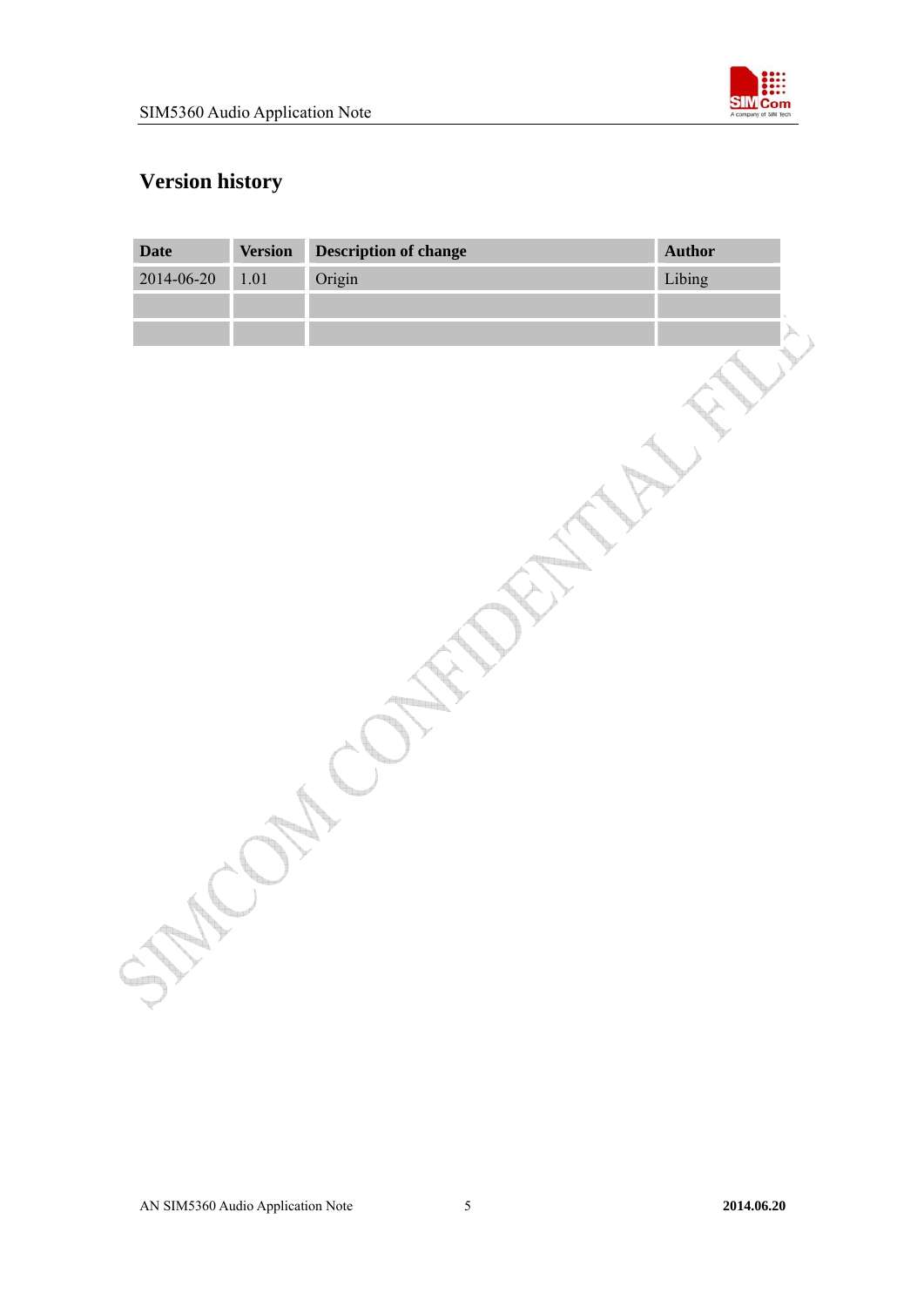# Version history

| Date | Version | Description of change | Author |
|---|---|---|---|
| 2014-06-20 | 1.01 | Origin | Libing |
| | | | |
| | | | |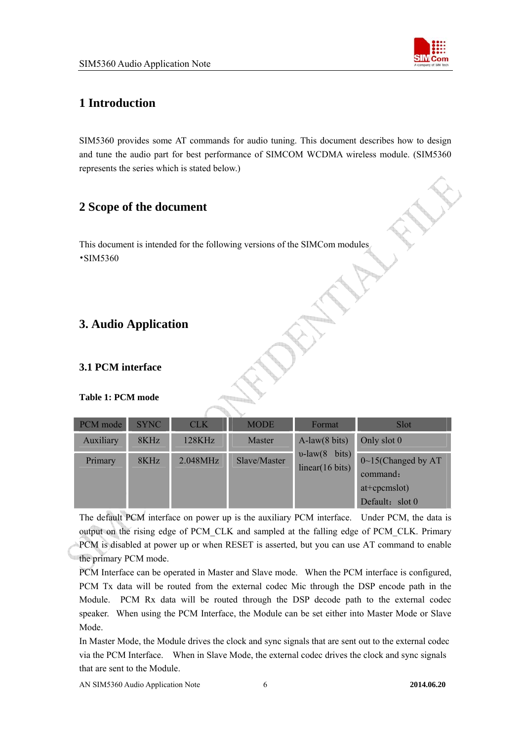# 1 Introduction

SIM5360 provides some AT commands for audio tuning. This document describes how to design and tune the audio part for best performance of SIMCOM WCDMA wireless module. (SIM5360 represents the series which is stated below.)

# 2 Scope of the document

This document is intended for the following versions of the SIMCom modules

•SIM5360

# 3. Audio Application

## 3.1 PCM interface

**Table 1: PCM mode**

| PCM mode | SYNC | CLK | MODE | Format | Slot |
|---|---|---|---|---|---|
| Auxiliary | 8KHz | 128KHz | Master | A-law(8 bits) υ-law(8 bits) linear(16 bits) | Only slot 0 |
| Primary | 8KHz | 2.048MHz | Slave/Master | | 0~15(Changed by AT command：at+cpcmslot) Default：slot 0 |

The default PCM interface on power up is the auxiliary PCM interface. Under PCM, the data is output on the rising edge of PCM_CLK and sampled at the falling edge of PCM_CLK. Primary PCM is disabled at power up or when RESET is asserted, but you can use AT command to enable the primary PCM mode.

PCM Interface can be operated in Master and Slave mode. When the PCM interface is configured, PCM Tx data will be routed from the external codec Mic through the DSP encode path in the Module. PCM Rx data will be routed through the DSP decode path to the external codec speaker. When using the PCM Interface, the Module can be set either into Master Mode or Slave Mode.

In Master Mode, the Module drives the clock and sync signals that are sent out to the external codec via the PCM Interface. When in Slave Mode, the external codec drives the clock and sync signals that are sent to the Module.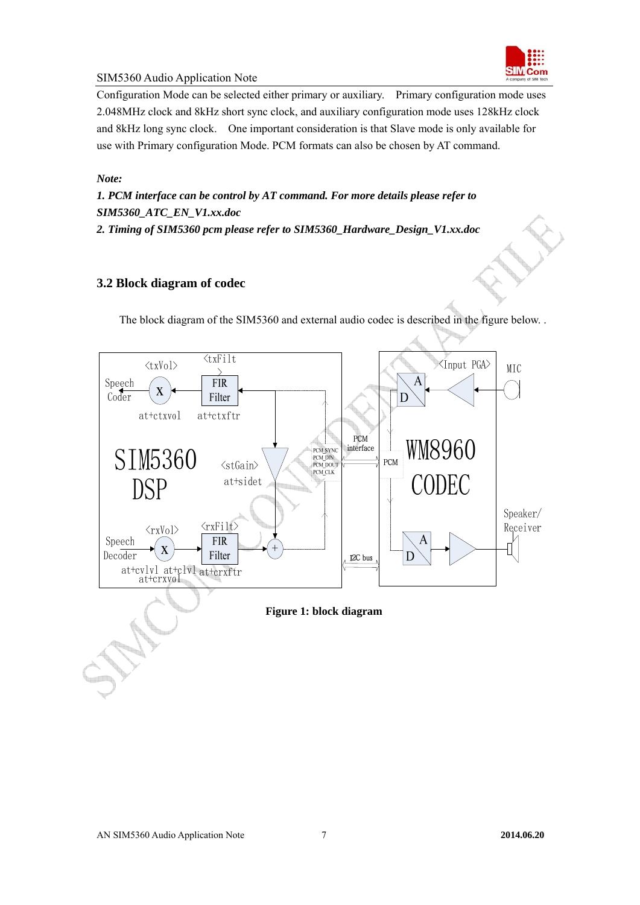Configuration Mode can be selected either primary or auxiliary. Primary configuration mode uses 2.048MHz clock and 8kHz short sync clock, and auxiliary configuration mode uses 128kHz clock and 8kHz long sync clock. One important consideration is that Slave mode is only available for use with Primary configuration Mode. PCM formats can also be chosen by AT command.

***Note:***

***1. PCM interface can be control by AT command. For more details please refer to SIM5360_ATC_EN_V1.xx.doc***

***2. Timing of SIM5360 pcm please refer to SIM5360_Hardware_Design_V1.xx.doc***

### 3.2 Block diagram of codec

The block diagram of the SIM5360 and external audio codec is described in the figure below. .

**Figure 1: block diagram**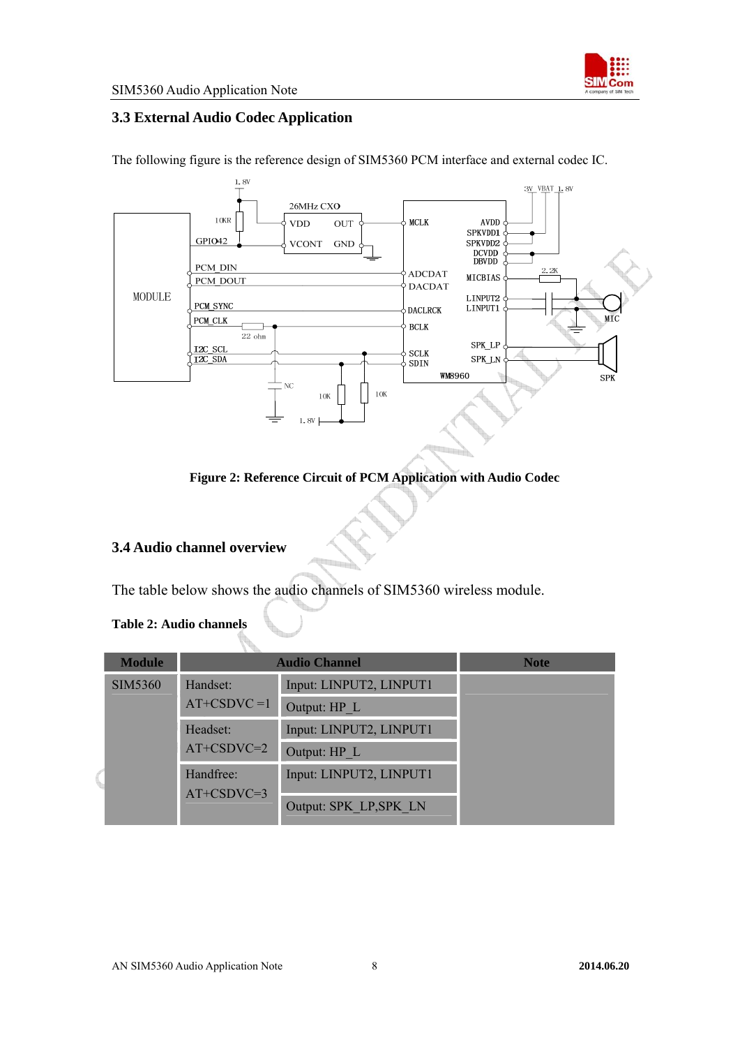## 3.3 External Audio Codec Application

The following figure is the reference design of SIM5360 PCM interface and external codec IC.

**Figure 2: Reference Circuit of PCM Application with Audio Codec**

## 3.4 Audio channel overview

The table below shows the audio channels of SIM5360 wireless module.

**Table 2: Audio channels**

| Module | Audio Channel | | Note |
|---|---|---|---|
| SIM5360 | Handset: AT+CSDVC =1 | Input: LINPUT2, LINPUT1 | |
| | | Output: HP_L | |
| | Headset: AT+CSDVC=2 | Input: LINPUT2, LINPUT1 | |
| | | Output: HP_L | |
| | Handfree: AT+CSDVC=3 | Input: LINPUT2, LINPUT1 | |
| | | Output: SPK_LP,SPK_LN | |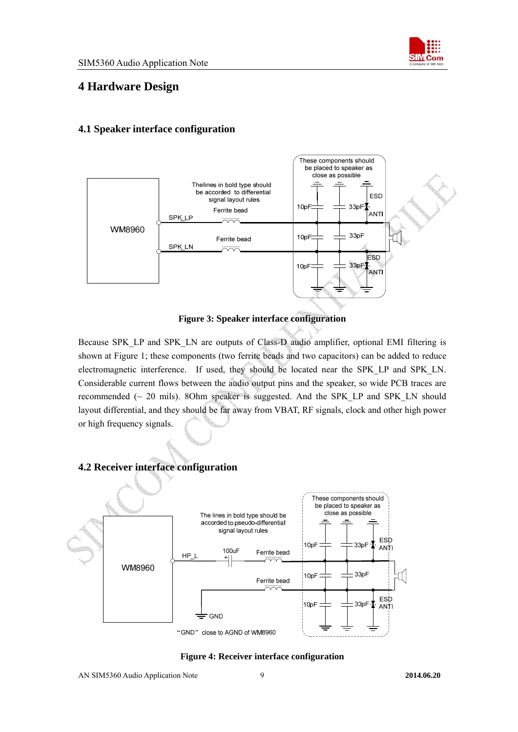# 4 Hardware Design

## 4.1 Speaker interface configuration

**Figure 3: Speaker interface configuration**

Because SPK_LP and SPK_LN are outputs of Class-D audio amplifier, optional EMI filtering is shown at Figure 1; these components (two ferrite beads and two capacitors) can be added to reduce electromagnetic interference. If used, they should be located near the SPK_LP and SPK_LN. Considerable current flows between the audio output pins and the speaker, so wide PCB traces are recommended (~ 20 mils). 8Ohm speaker is suggested. And the SPK_LP and SPK_LN should layout differential, and they should be far away from VBAT, RF signals, clock and other high power or high frequency signals.

## 4.2 Receiver interface configuration

**Figure 4: Receiver interface configuration**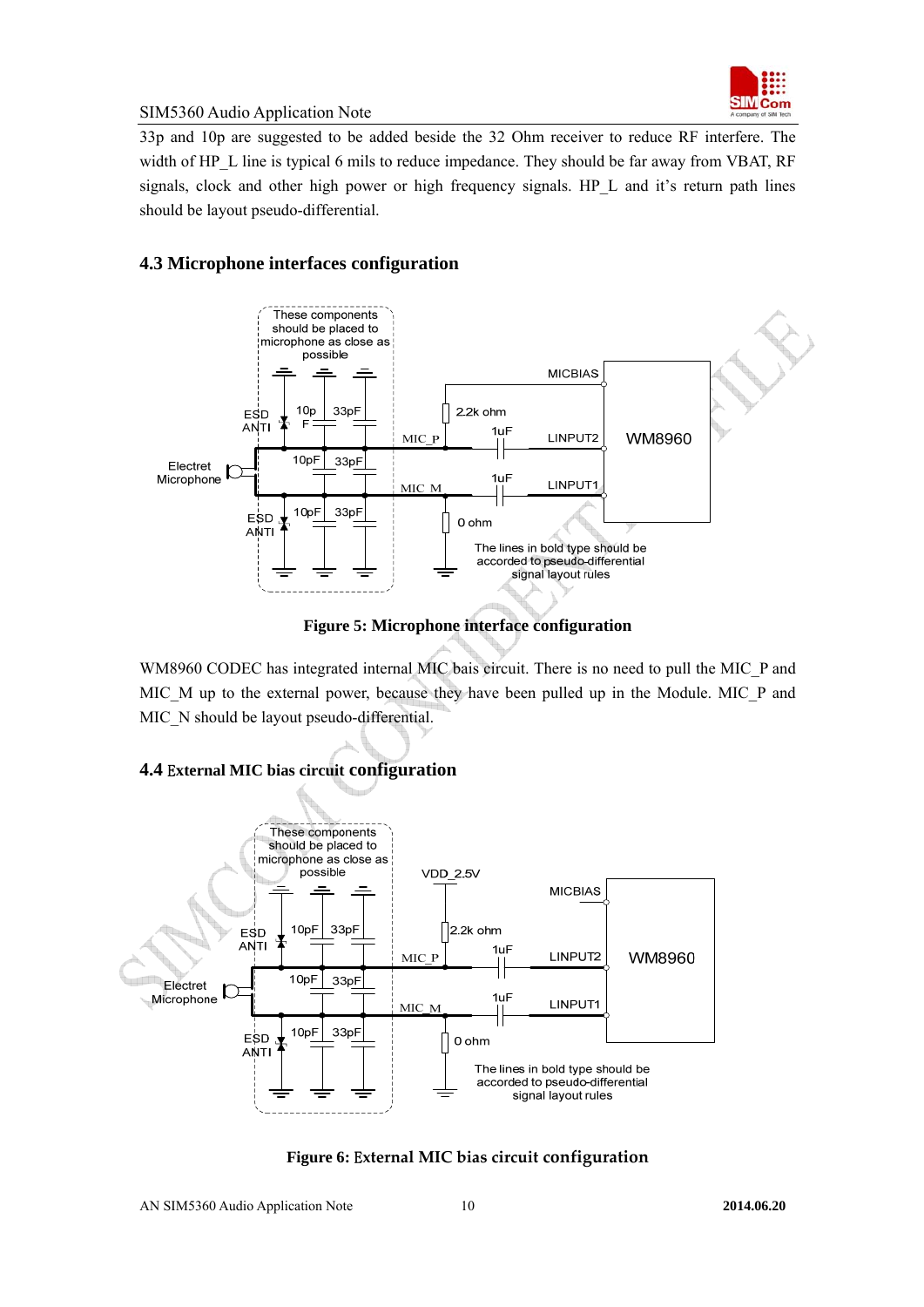33p and 10p are suggested to be added beside the 32 Ohm receiver to reduce RF interfere. The width of HP_L line is typical 6 mils to reduce impedance. They should be far away from VBAT, RF signals, clock and other high power or high frequency signals. HP_L and it's return path lines should be layout pseudo-differential.

## 4.3 Microphone interfaces configuration

Figure 5: Microphone interface configuration

WM8960 CODEC has integrated internal MIC bais circuit. There is no need to pull the MIC_P and MIC_M up to the external power, because they have been pulled up in the Module. MIC_P and MIC_N should be layout pseudo-differential.

## 4.4 External MIC bias circuit configuration

Figure 6: External MIC bias circuit configuration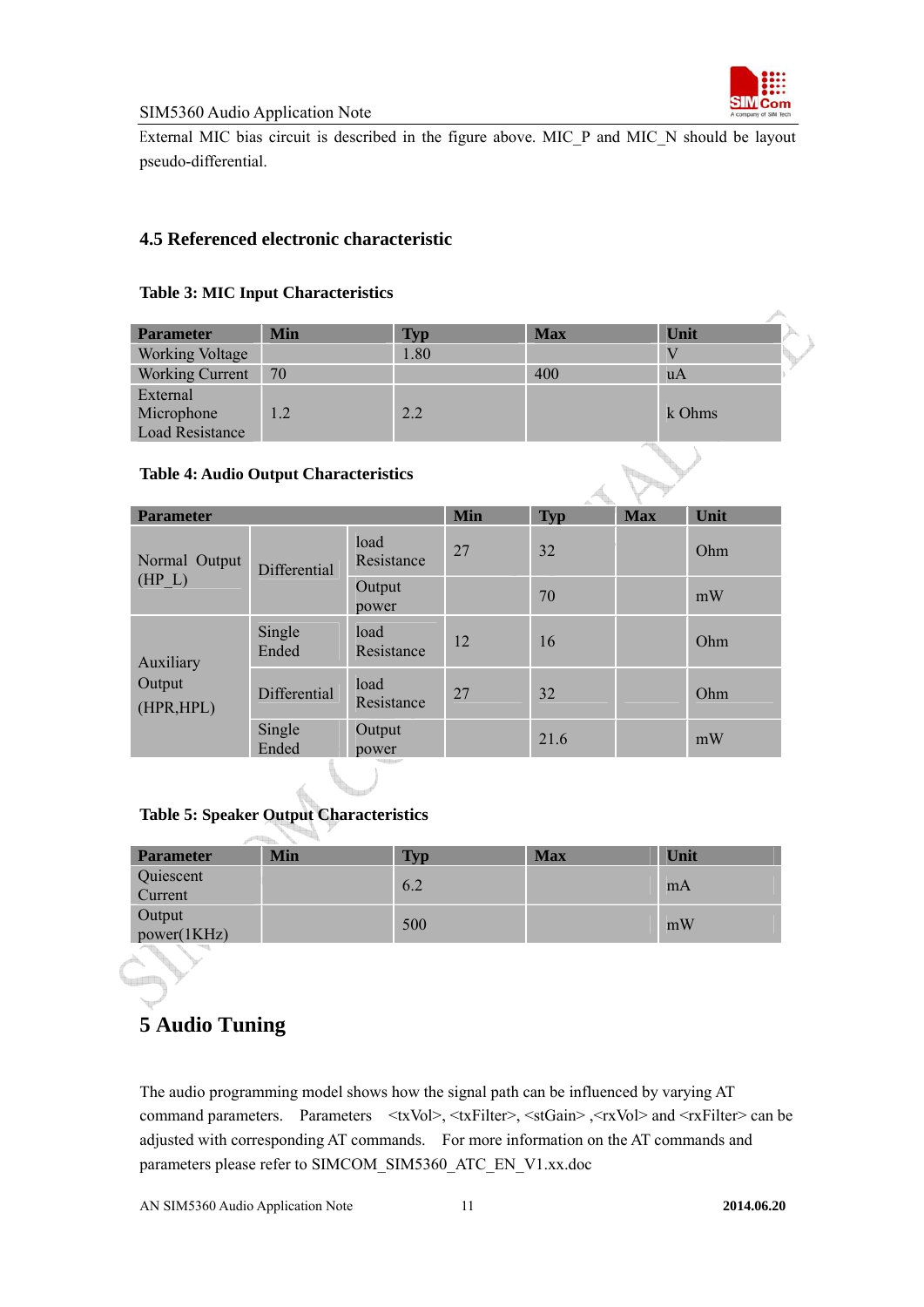External MIC bias circuit is described in the figure above. MIC_P and MIC_N should be layout pseudo-differential.

### 4.5 Referenced electronic characteristic

**Table 3: MIC Input Characteristics**

| Parameter | Min | Typ | Max | Unit |
|---|---|---|---|---|
| Working Voltage | | 1.80 | | V |
| Working Current | 70 | | 400 | uA |
| External Microphone Load Resistance | 1.2 | 2.2 | | k Ohms |

**Table 4: Audio Output Characteristics**

| Parameter | | | Min | Typ | Max | Unit |
|---|---|---|---|---|---|---|
| Normal Output (HP_L) | Differential | load Resistance | 27 | 32 | | Ohm |
| | | Output power | | 70 | | mW |
| Auxiliary Output (HPR,HPL) | Single Ended | load Resistance | 12 | 16 | | Ohm |
| | Differential | load Resistance | 27 | 32 | | Ohm |
| | Single Ended | Output power | | 21.6 | | mW |

**Table 5: Speaker Output Characteristics**

| Parameter | Min | Typ | Max | Unit |
|---|---|---|---|---|
| Quiescent Current | | 6.2 | | mA |
| Output power(1KHz) | | 500 | | mW |

# 5 Audio Tuning

The audio programming model shows how the signal path can be influenced by varying AT command parameters. Parameters <txVol>, <txFilter>, <stGain> ,<rxVol> and <rxFilter> can be adjusted with corresponding AT commands. For more information on the AT commands and parameters please refer to SIMCOM_SIM5360_ATC_EN_V1.xx.doc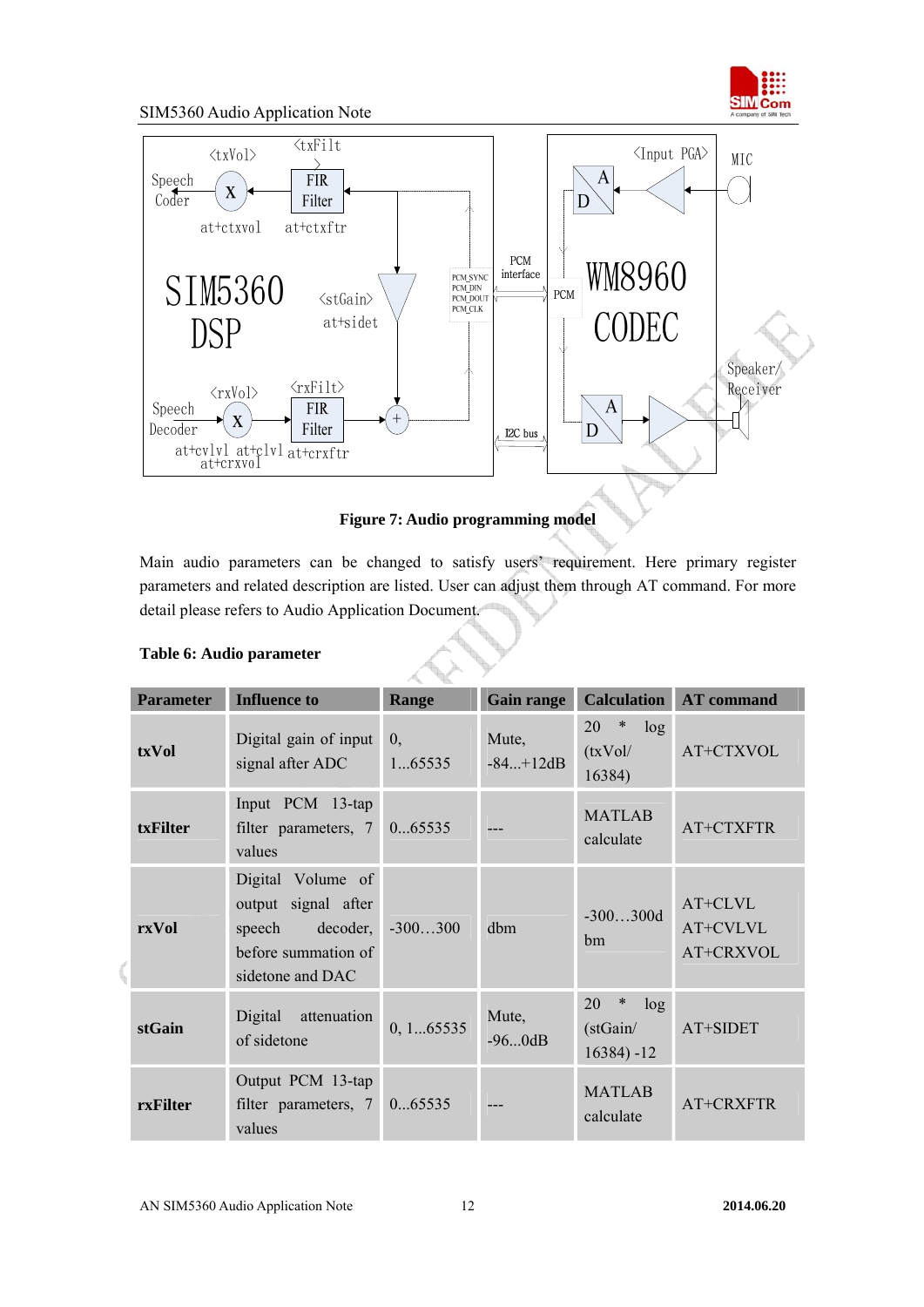**Figure 7: Audio programming model**

Main audio parameters can be changed to satisfy users' requirement. Here primary register parameters and related description are listed. User can adjust them through AT command. For more detail please refers to Audio Application Document.

**Table 6: Audio parameter**

| Parameter | Influence to | Range | Gain range | Calculation | AT command |
|---|---|---|---|---|---|
| **txVol** | Digital gain of input signal after ADC | 0, 1...65535 | Mute, -84...+12dB | 20 * log (txVol/ 16384) | AT+CTXVOL |
| **txFilter** | Input PCM 13-tap filter parameters, 7 values | 0...65535 | --- | MATLAB calculate | AT+CTXFTR |
| **rxVol** | Digital Volume of output signal after speech decoder, before summation of sidetone and DAC | -300…300 | dbm | -300…300dbm | AT+CLVL AT+CVLVL AT+CRXVOL |
| **stGain** | Digital attenuation of sidetone | 0, 1...65535 | Mute, -96...0dB | 20 * log (stGain/ 16384) -12 | AT+SIDET |
| **rxFilter** | Output PCM 13-tap filter parameters, 7 values | 0...65535 | --- | MATLAB calculate | AT+CRXFTR |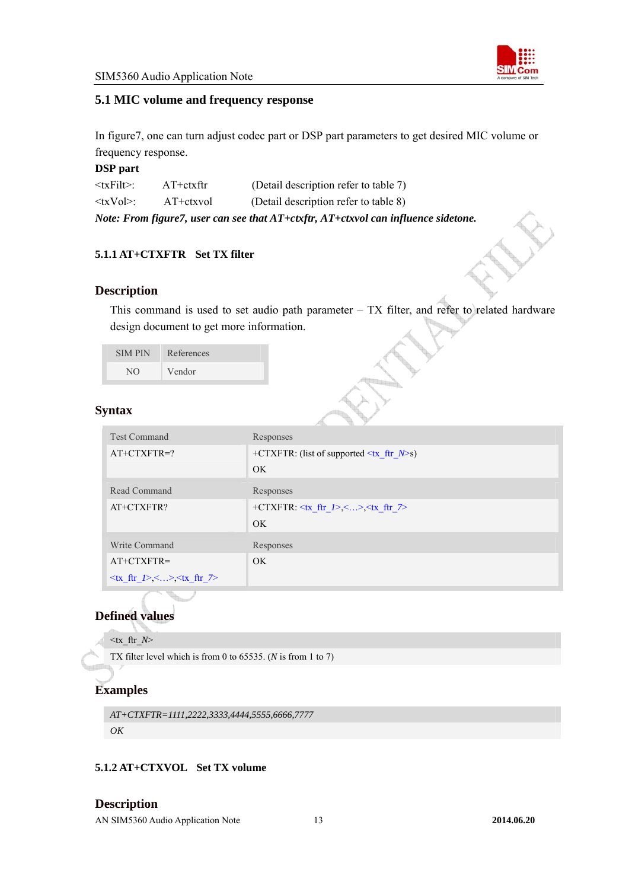## 5.1 MIC volume and frequency response

In figure7, one can turn adjust codec part or DSP part parameters to get desired MIC volume or frequency response.

**DSP part**

<txFilt>: AT+ctxftr (Detail description refer to table 7)

<txVol>: AT+ctxvol (Detail description refer to table 8)

***Note: From figure7, user can see that AT+ctxftr, AT+ctxvol can influence sidetone.***

### 5.1.1 AT+CTXFTR Set TX filter

### Description

This command is used to set audio path parameter – TX filter, and refer to related hardware design document to get more information.

| SIM PIN | References |
|---|---|
| NO | Vendor |

### Syntax

| Test Command | Responses |
|---|---|
| AT+CTXFTR=? | +CTXFTR: (list of supported <tx_ftr_*N*>s)<br>OK |
| **Read Command** | **Responses** |
| AT+CTXFTR? | +CTXFTR: <tx_ftr_*1*>,<…>,<tx_ftr_*7*><br>OK |
| **Write Command** | **Responses** |
| AT+CTXFTR=<br><tx_ftr_*1*>,<…>,<tx_ftr_*7*> | OK |

### Defined values

| <tx_ftr_*N*> |
|---|
| TX filter level which is from 0 to 65535. (*N* is from 1 to 7) |

### Examples

| *AT+CTXFTR=1111,2222,3333,4444,5555,6666,7777* |
|---|
| *OK* |

### 5.1.2 AT+CTXVOL Set TX volume

### Description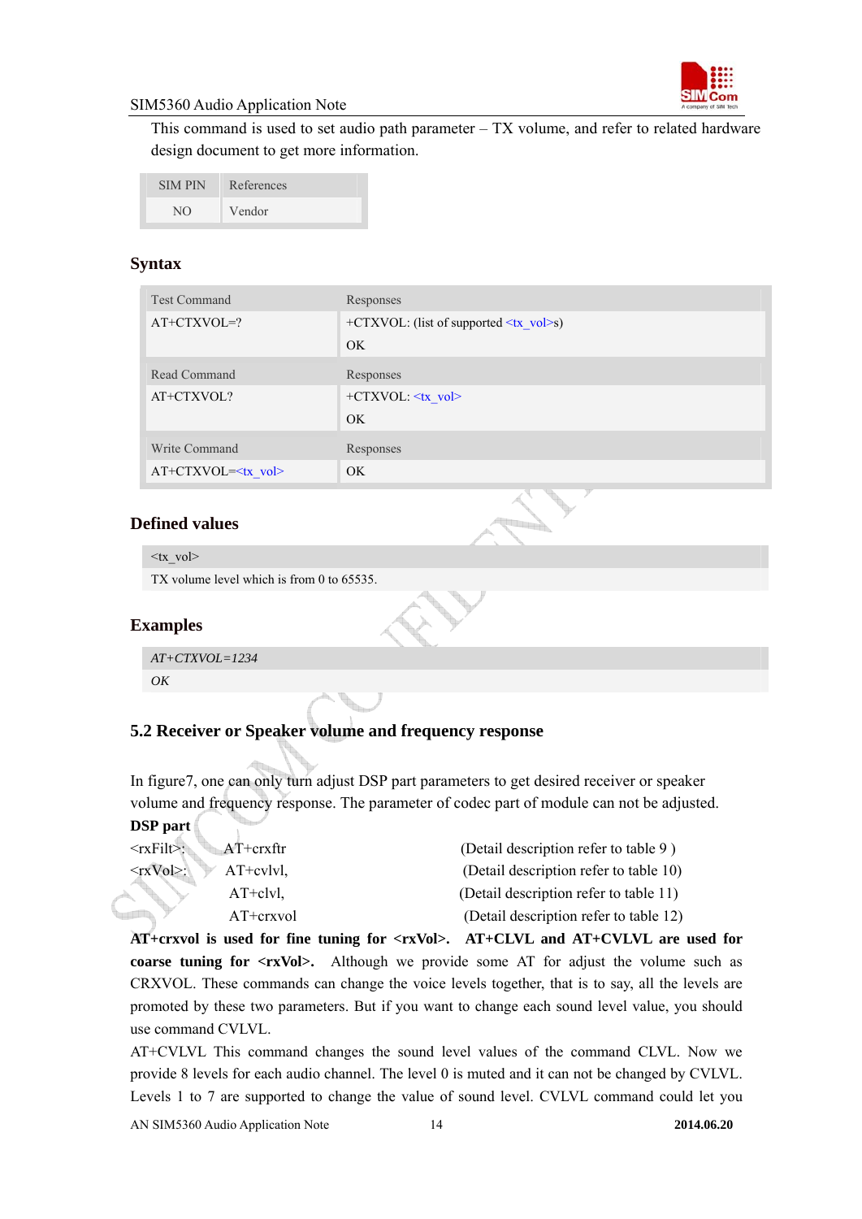This command is used to set audio path parameter – TX volume, and refer to related hardware design document to get more information.

| SIM PIN | References |
|---|---|
| NO | Vendor |

## Syntax

| Test Command | Responses |
|---|---|
| AT+CTXVOL=? | +CTXVOL: (list of supported <tx_vol>s)<br>OK |
| **Read Command** | **Responses** |
| AT+CTXVOL? | +CTXVOL: <tx_vol><br>OK |
| **Write Command** | **Responses** |
| AT+CTXVOL=<tx_vol> | OK |

## Defined values

| <tx_vol> |
|---|
| TX volume level which is from 0 to 65535. |

## Examples

| *AT+CTXVOL=1234* |
|---|
| *OK* |

## 5.2 Receiver or Speaker volume and frequency response

In figure7, one can only turn adjust DSP part parameters to get desired receiver or speaker volume and frequency response. The parameter of codec part of module can not be adjusted.

**DSP part**

| | | |
|---|---|---|
| <rxFilt>: | AT+crxftr | (Detail description refer to table 9 ) |
| <rxVol>: | AT+cvlvl, | (Detail description refer to table 10) |
| | AT+clvl, | (Detail description refer to table 11) |
| | AT+crxvol | (Detail description refer to table 12) |

**AT+crxvol is used for fine tuning for <rxVol>. AT+CLVL and AT+CVLVL are used for coarse tuning for <rxVol>.** Although we provide some AT for adjust the volume such as CRXVOL. These commands can change the voice levels together, that is to say, all the levels are promoted by these two parameters. But if you want to change each sound level value, you should use command CVLVL.

AT+CVLVL This command changes the sound level values of the command CLVL. Now we provide 8 levels for each audio channel. The level 0 is muted and it can not be changed by CVLVL. Levels 1 to 7 are supported to change the value of sound level. CVLVL command could let you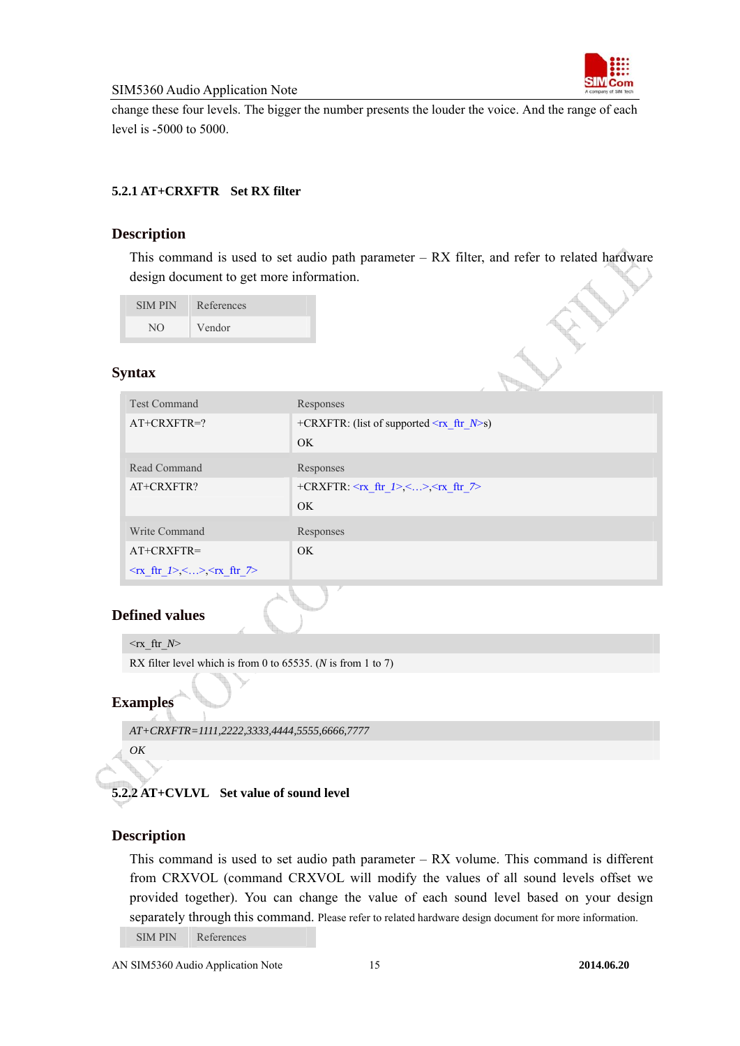change these four levels. The bigger the number presents the louder the voice. And the range of each level is -5000 to 5000.

### 5.2.1 AT+CRXFTR Set RX filter

## Description

This command is used to set audio path parameter – RX filter, and refer to related hardware design document to get more information.

| SIM PIN | References |
|---|---|
| NO | Vendor |

## Syntax

| Test Command | Responses |
|---|---|
| AT+CRXFTR=? | +CRXFTR: (list of supported <rx_ftr_N>s)<br>OK |
| **Read Command** | **Responses** |
| AT+CRXFTR? | +CRXFTR: <rx_ftr_1>,<…>,<rx_ftr_7><br>OK |
| **Write Command** | **Responses** |
| AT+CRXFTR=<br><rx_ftr_1>,<…>,<rx_ftr_7> | OK |

## Defined values

| <rx_ftr_N> |
|---|
| RX filter level which is from 0 to 65535. (*N* is from 1 to 7) |

## Examples

| *AT+CRXFTR=1111,2222,3333,4444,5555,6666,7777* |
|---|
| *OK* |

### 5.2.2 AT+CVLVL Set value of sound level

## Description

This command is used to set audio path parameter – RX volume. This command is different from CRXVOL (command CRXVOL will modify the values of all sound levels offset we provided together). You can change the value of each sound level based on your design separately through this command. Please refer to related hardware design document for more information.

| SIM PIN | References |
|---|---|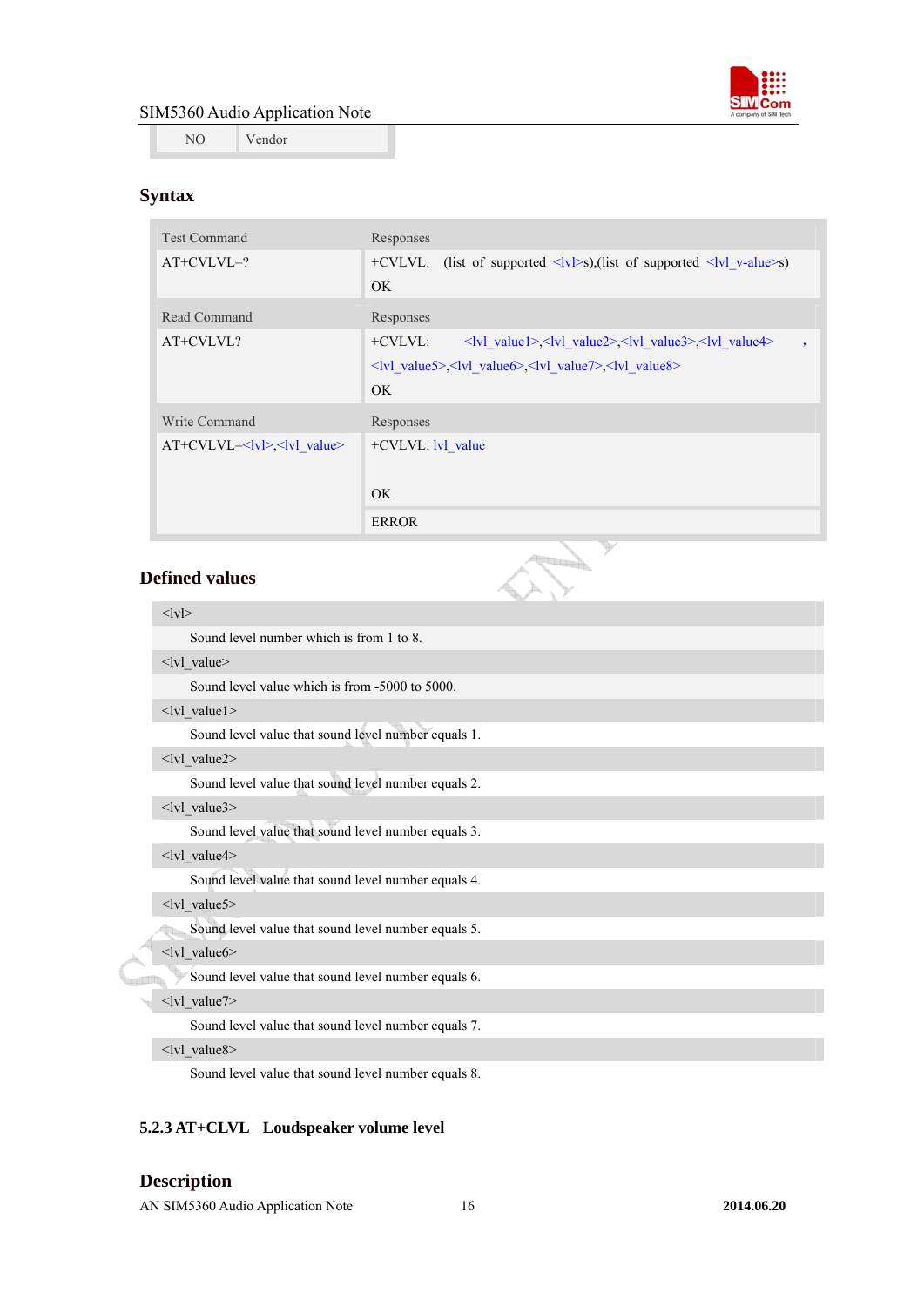| NO | Vendor |
|---|---|

## Syntax

| Test Command | Responses |
|---|---|
| AT+CVLVL=? | +CVLVL: (list of supported <lvl>s),(list of supported <lvl_v-alue>s)<br>OK |
| **Read Command** | **Responses** |
| AT+CVLVL? | +CVLVL: <lvl_value1>,<lvl_value2>,<lvl_value3>,<lvl_value4> , <lvl_value5>,<lvl_value6>,<lvl_value7>,<lvl_value8><br>OK |
| **Write Command** | **Responses** |
| AT+CVLVL=<lvl>,<lvl_value> | +CVLVL: lvl_value<br><br>OK |
| | ERROR |

## Defined values

<lvl>
Sound level number which is from 1 to 8.

<lvl_value>
Sound level value which is from -5000 to 5000.

<lvl_value1>
Sound level value that sound level number equals 1.

<lvl_value2>
Sound level value that sound level number equals 2.

<lvl_value3>
Sound level value that sound level number equals 3.

<lvl_value4>
Sound level value that sound level number equals 4.

<lvl_value5>
Sound level value that sound level number equals 5.

<lvl_value6>
Sound level value that sound level number equals 6.

<lvl_value7>
Sound level value that sound level number equals 7.

<lvl_value8>
Sound level value that sound level number equals 8.

### 5.2.3 AT+CLVL Loudspeaker volume level

## Description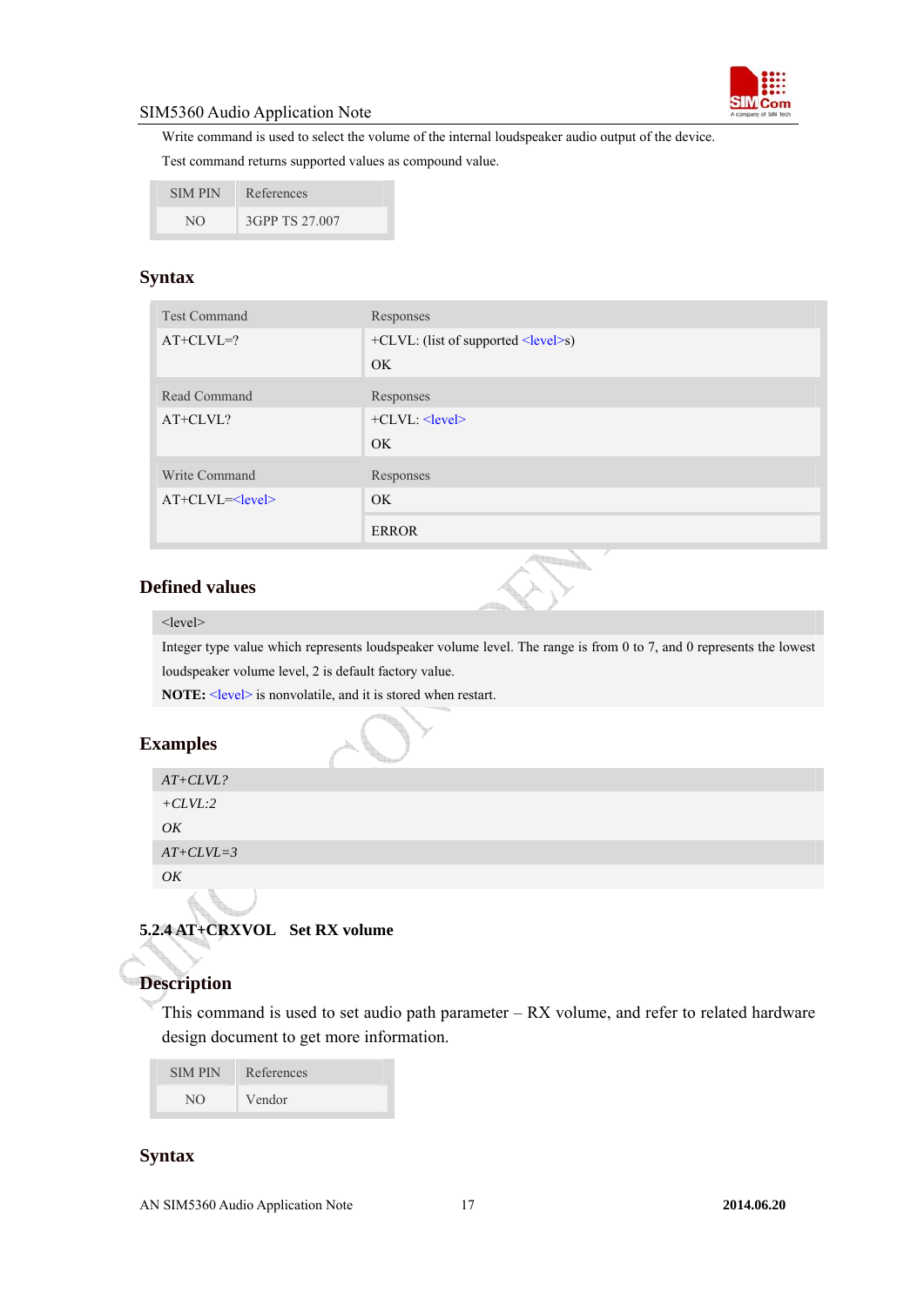Write command is used to select the volume of the internal loudspeaker audio output of the device.

Test command returns supported values as compound value.

| SIM PIN | References |
|---|---|
| NO | 3GPP TS 27.007 |

### Syntax

| Test Command | Responses |
|---|---|
| AT+CLVL=? | +CLVL: (list of supported <level>s)<br>OK |
| **Read Command** | **Responses** |
| AT+CLVL? | +CLVL: <level><br>OK |
| **Write Command** | **Responses** |
| AT+CLVL=<level> | OK<br>ERROR |

### Defined values

| <level> |
|---|
| Integer type value which represents loudspeaker volume level. The range is from 0 to 7, and 0 represents the lowest loudspeaker volume level, 2 is default factory value.<br>**NOTE:** <level> is nonvolatile, and it is stored when restart. |

### Examples

```
AT+CLVL?
+CLVL:2
OK
AT+CLVL=3
OK
```

## 5.2.4 AT+CRXVOL Set RX volume

### Description

This command is used to set audio path parameter – RX volume, and refer to related hardware design document to get more information.

| SIM PIN | References |
|---|---|
| NO | Vendor |

### Syntax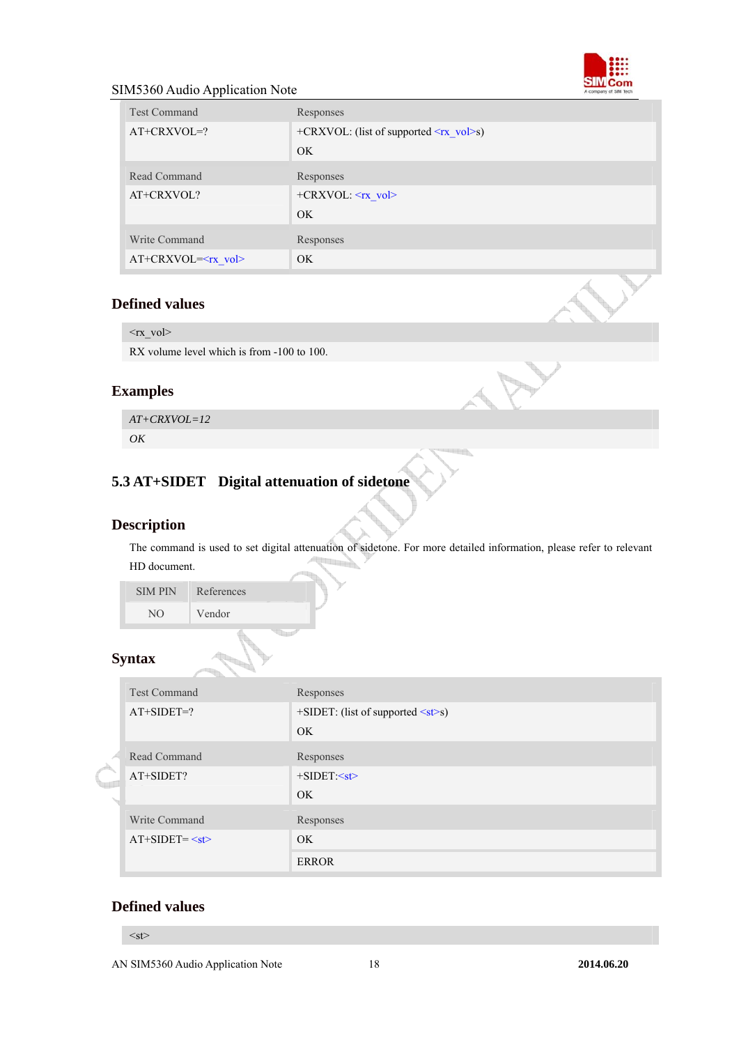| Test Command | Responses |
|---|---|
| AT+CRXVOL=? | +CRXVOL: (list of supported <rx_vol>s)<br>OK |
| **Read Command** | **Responses** |
| AT+CRXVOL? | +CRXVOL: <rx_vol><br>OK |
| **Write Command** | **Responses** |
| AT+CRXVOL=<rx_vol> | OK |

## Defined values

| <rx_vol> |
|---|
| RX volume level which is from -100 to 100. |

## Examples

| *AT+CRXVOL=12* |
|---|
| *OK* |

# 5.3 AT+SIDET Digital attenuation of sidetone

## Description

The command is used to set digital attenuation of sidetone. For more detailed information, please refer to relevant HD document.

| SIM PIN | References |
|---|---|
| NO | Vendor |

## Syntax

| Test Command | Responses |
|---|---|
| AT+SIDET=? | +SIDET: (list of supported <st>s)<br>OK |
| **Read Command** | **Responses** |
| AT+SIDET? | +SIDET:<st><br>OK |
| **Write Command** | **Responses** |
| AT+SIDET= <st> | OK<br>ERROR |

## Defined values

| <st> |
|---|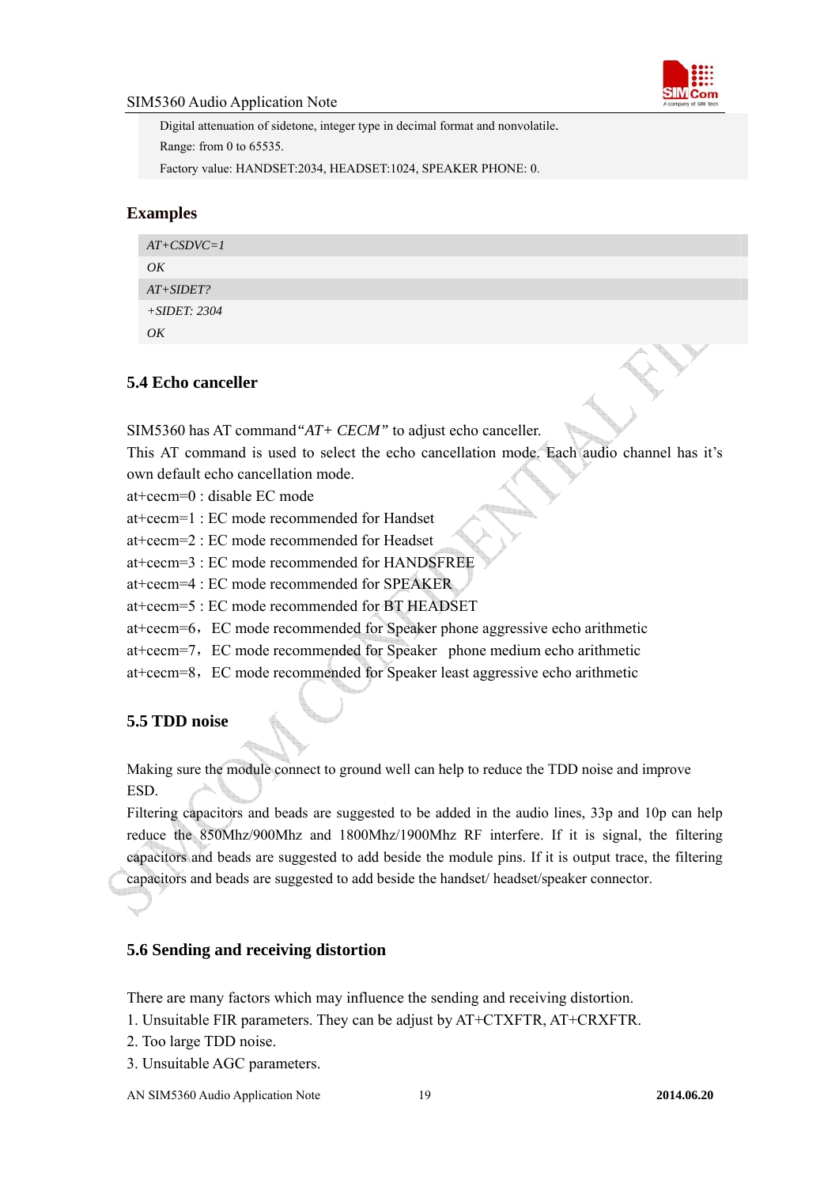Digital attenuation of sidetone, integer type in decimal format and nonvolatile.

Range: from 0 to 65535.

Factory value: HANDSET:2034, HEADSET:1024, SPEAKER PHONE: 0.

### Examples

```
AT+CSDVC=1
OK
AT+SIDET?
+SIDET: 2304
OK
```

## 5.4 Echo canceller

SIM5360 has AT command *"AT+ CECM"* to adjust echo canceller.

This AT command is used to select the echo cancellation mode. Each audio channel has it's own default echo cancellation mode.

at+cecm=0 : disable EC mode

at+cecm=1 : EC mode recommended for Handset

at+cecm=2 : EC mode recommended for Headset

at+cecm=3 : EC mode recommended for HANDSFREE

at+cecm=4 : EC mode recommended for SPEAKER

at+cecm=5 : EC mode recommended for BT HEADSET

at+cecm=6， EC mode recommended for Speaker phone aggressive echo arithmetic

at+cecm=7， EC mode recommended for Speaker phone medium echo arithmetic

at+cecm=8， EC mode recommended for Speaker least aggressive echo arithmetic

## 5.5 TDD noise

Making sure the module connect to ground well can help to reduce the TDD noise and improve ESD.

Filtering capacitors and beads are suggested to be added in the audio lines, 33p and 10p can help reduce the 850Mhz/900Mhz and 1800Mhz/1900Mhz RF interfere. If it is signal, the filtering capacitors and beads are suggested to add beside the module pins. If it is output trace, the filtering capacitors and beads are suggested to add beside the handset/ headset/speaker connector.

## 5.6 Sending and receiving distortion

There are many factors which may influence the sending and receiving distortion.

1. Unsuitable FIR parameters. They can be adjust by AT+CTXFTR, AT+CRXFTR.
2. Too large TDD noise.
3. Unsuitable AGC parameters.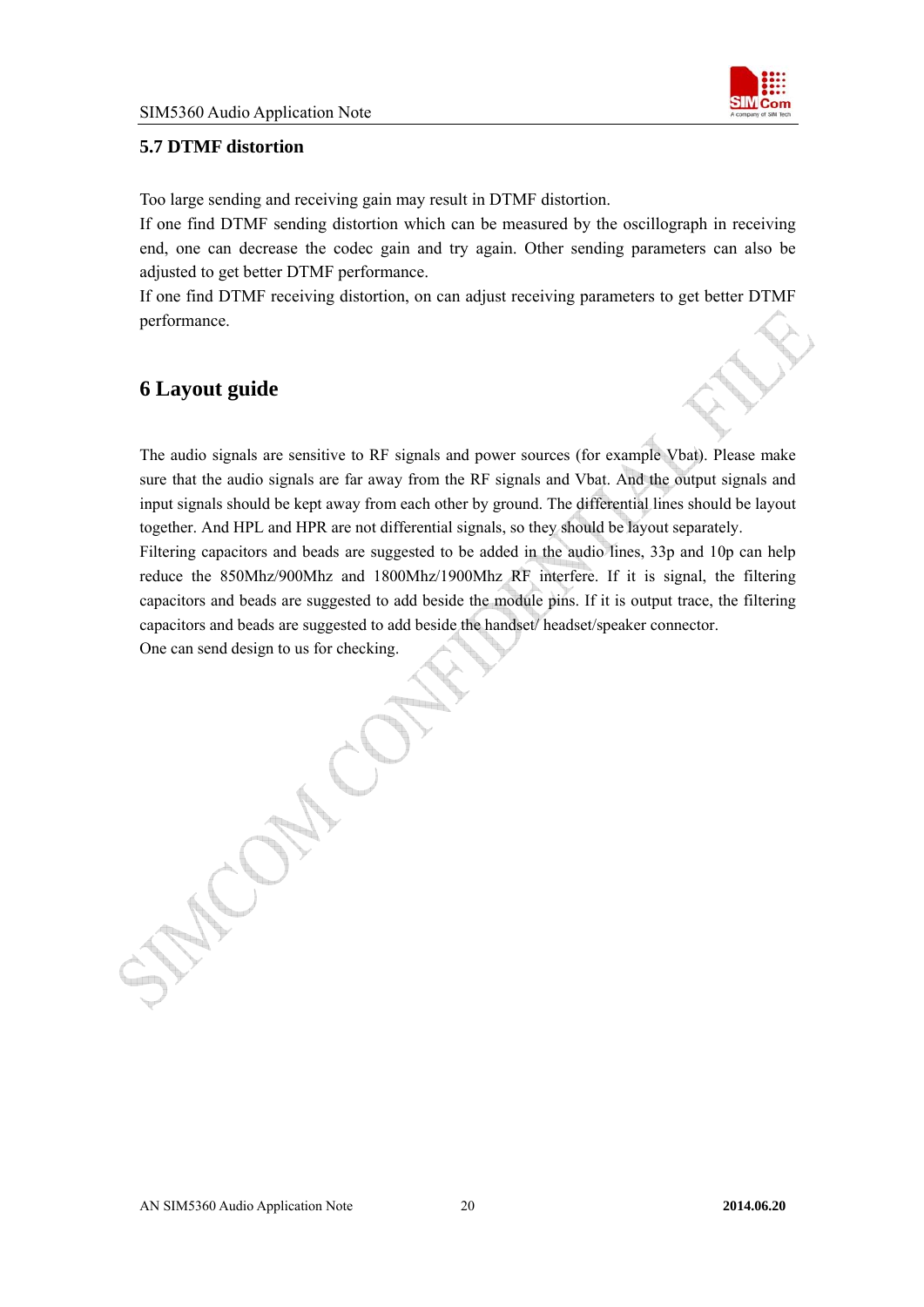## 5.7 DTMF distortion

Too large sending and receiving gain may result in DTMF distortion.

If one find DTMF sending distortion which can be measured by the oscillograph in receiving end, one can decrease the codec gain and try again. Other sending parameters can also be adjusted to get better DTMF performance.

If one find DTMF receiving distortion, on can adjust receiving parameters to get better DTMF performance.

# 6 Layout guide

The audio signals are sensitive to RF signals and power sources (for example Vbat). Please make sure that the audio signals are far away from the RF signals and Vbat. And the output signals and input signals should be kept away from each other by ground. The differential lines should be layout together. And HPL and HPR are not differential signals, so they should be layout separately.

Filtering capacitors and beads are suggested to be added in the audio lines, 33p and 10p can help reduce the 850Mhz/900Mhz and 1800Mhz/1900Mhz RF interfere. If it is signal, the filtering capacitors and beads are suggested to add beside the module pins. If it is output trace, the filtering capacitors and beads are suggested to add beside the handset/ headset/speaker connector.

One can send design to us for checking.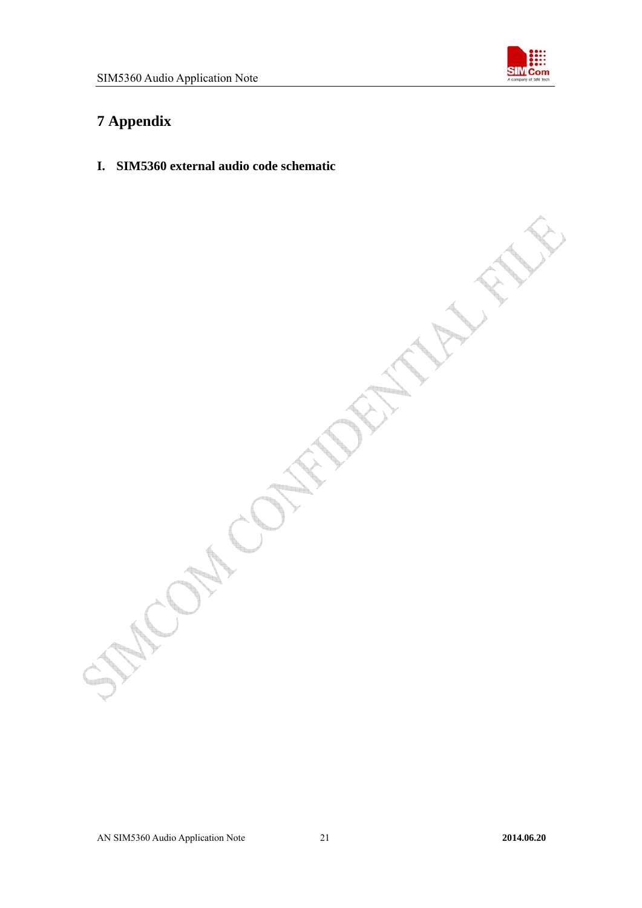# 7 Appendix

## I. SIM5360 external audio code schematic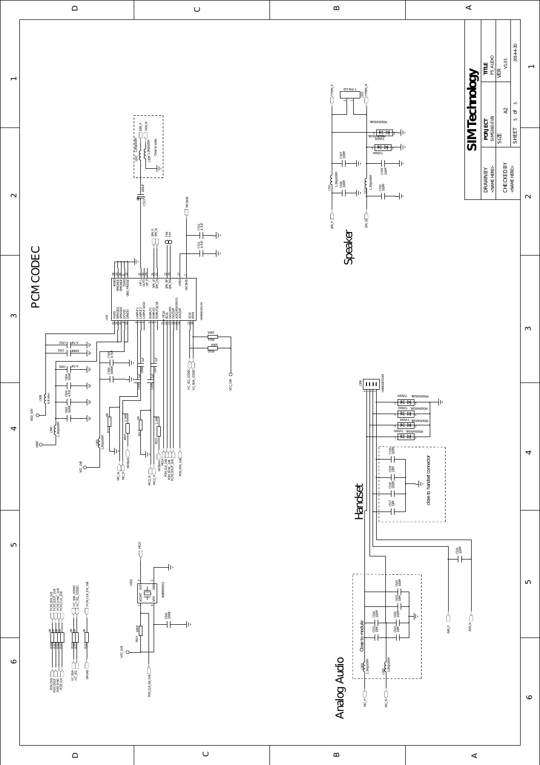# PCM CODEC

## Speaker

## Handset

## Analog Audio

| DRAWN BY | PORJECT | TITLE |
|---|---|---|
| <NAME HERE> | SIM5360-EVB | P5_AUDIO |
| CHECKED BY | SIZE A2 | VER V1.01 |
| <NAME HERE> | SHEET 5 of 5 | 2014-4-30 |

SIMTechnology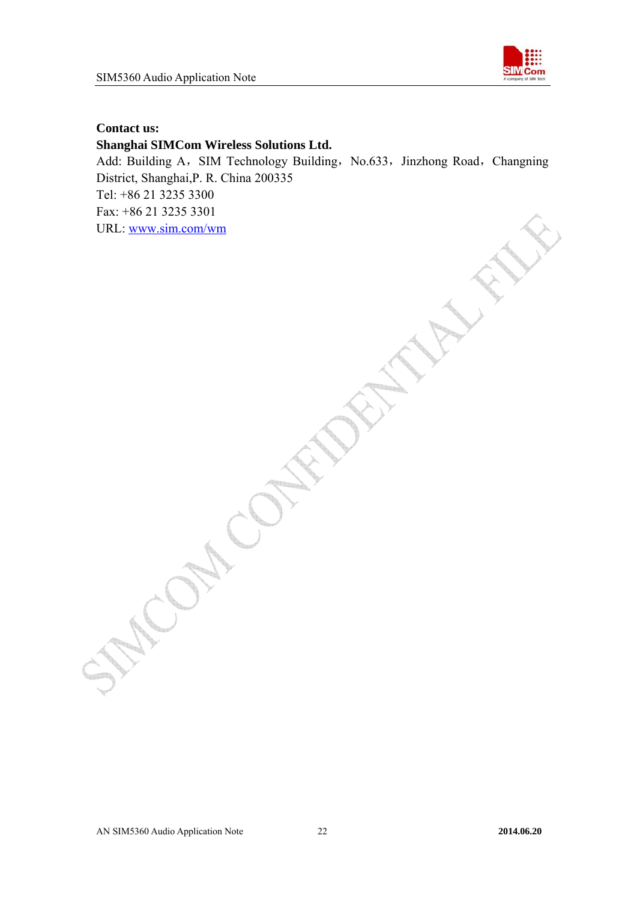**Contact us:**

**Shanghai SIMCom Wireless Solutions Ltd.**

Add: Building A，SIM Technology Building，No.633，Jinzhong Road，Changning District, Shanghai,P. R. China 200335

Tel: +86 21 3235 3300

Fax: +86 21 3235 3301

URL: www.sim.com/wm